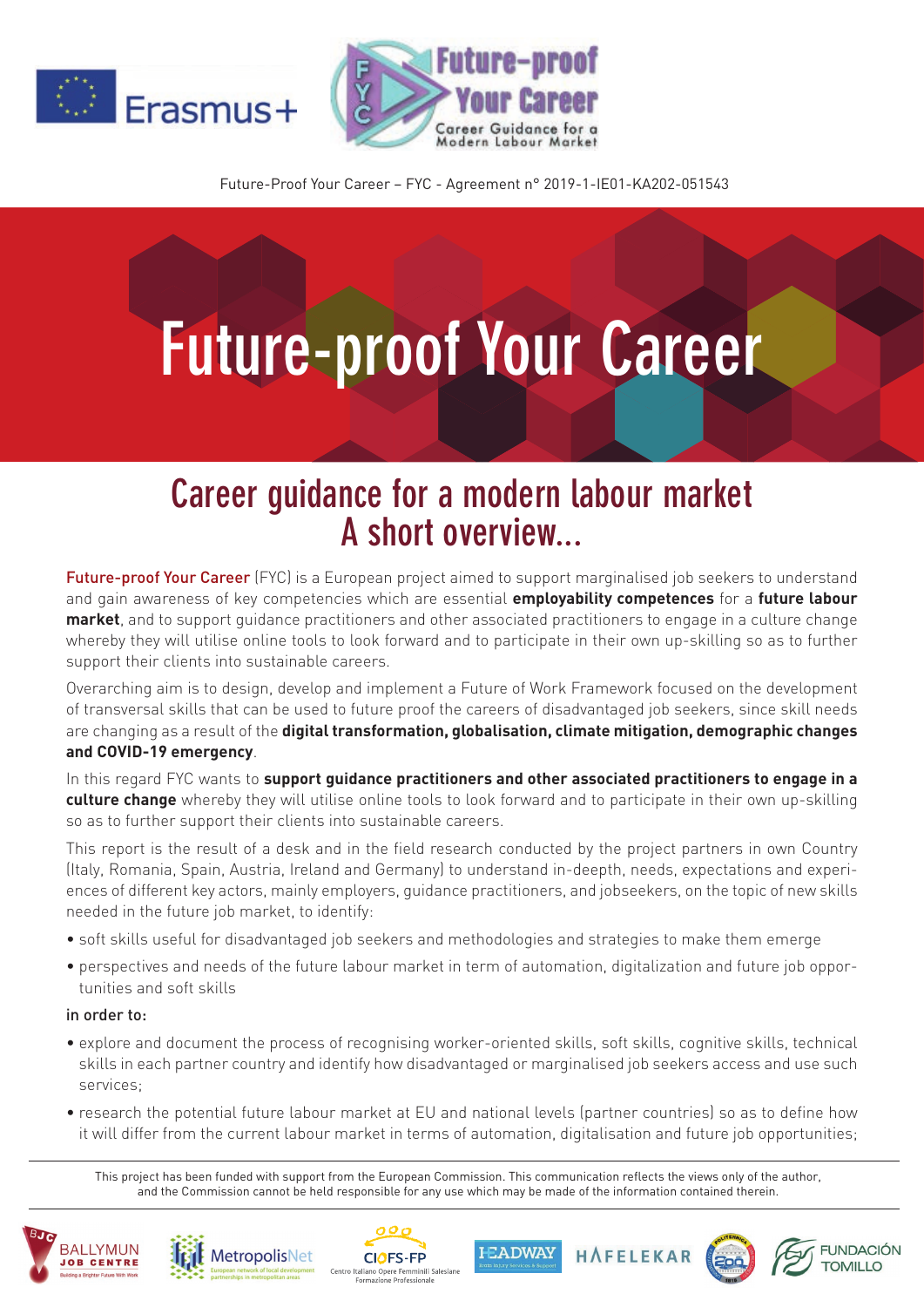Future-Proof Your Career – FYC - Agreement n° 2019-1-IE01-KA202-051543

# Future-proof Your Career

## Career guidance for a modern labour market
## A short overview...

Future-proof Your Career (FYC) is a European project aimed to support marginalised job seekers to understand and gain awareness of key competencies which are essential **employability competences** for a **future labour market**, and to support guidance practitioners and other associated practitioners to engage in a culture change whereby they will utilise online tools to look forward and to participate in their own up-skilling so as to further support their clients into sustainable careers.

Overarching aim is to design, develop and implement a Future of Work Framework focused on the development of transversal skills that can be used to future proof the careers of disadvantaged job seekers, since skill needs are changing as a result of the **digital transformation, globalisation, climate mitigation, demographic changes and COVID-19 emergency**.

In this regard FYC wants to **support guidance practitioners and other associated practitioners to engage in a culture change** whereby they will utilise online tools to look forward and to participate in their own up-skilling so as to further support their clients into sustainable careers.

This report is the result of a desk and in the field research conducted by the project partners in own Country (Italy, Romania, Spain, Austria, Ireland and Germany) to understand in-deepth, needs, expectations and experiences of different key actors, mainly employers, guidance practitioners, and jobseekers, on the topic of new skills needed in the future job market, to identify:

- soft skills useful for disadvantaged job seekers and methodologies and strategies to make them emerge
- perspectives and needs of the future labour market in term of automation, digitalization and future job opportunities and soft skills

**in order to:**

- explore and document the process of recognising worker-oriented skills, soft skills, cognitive skills, technical skills in each partner country and identify how disadvantaged or marginalised job seekers access and use such services;
- research the potential future labour market at EU and national levels (partner countries) so as to define how it will differ from the current labour market in terms of automation, digitalisation and future job opportunities;

This project has been funded with support from the European Commission. This communication reflects the views only of the author, and the Commission cannot be held responsible for any use which may be made of the information contained therein.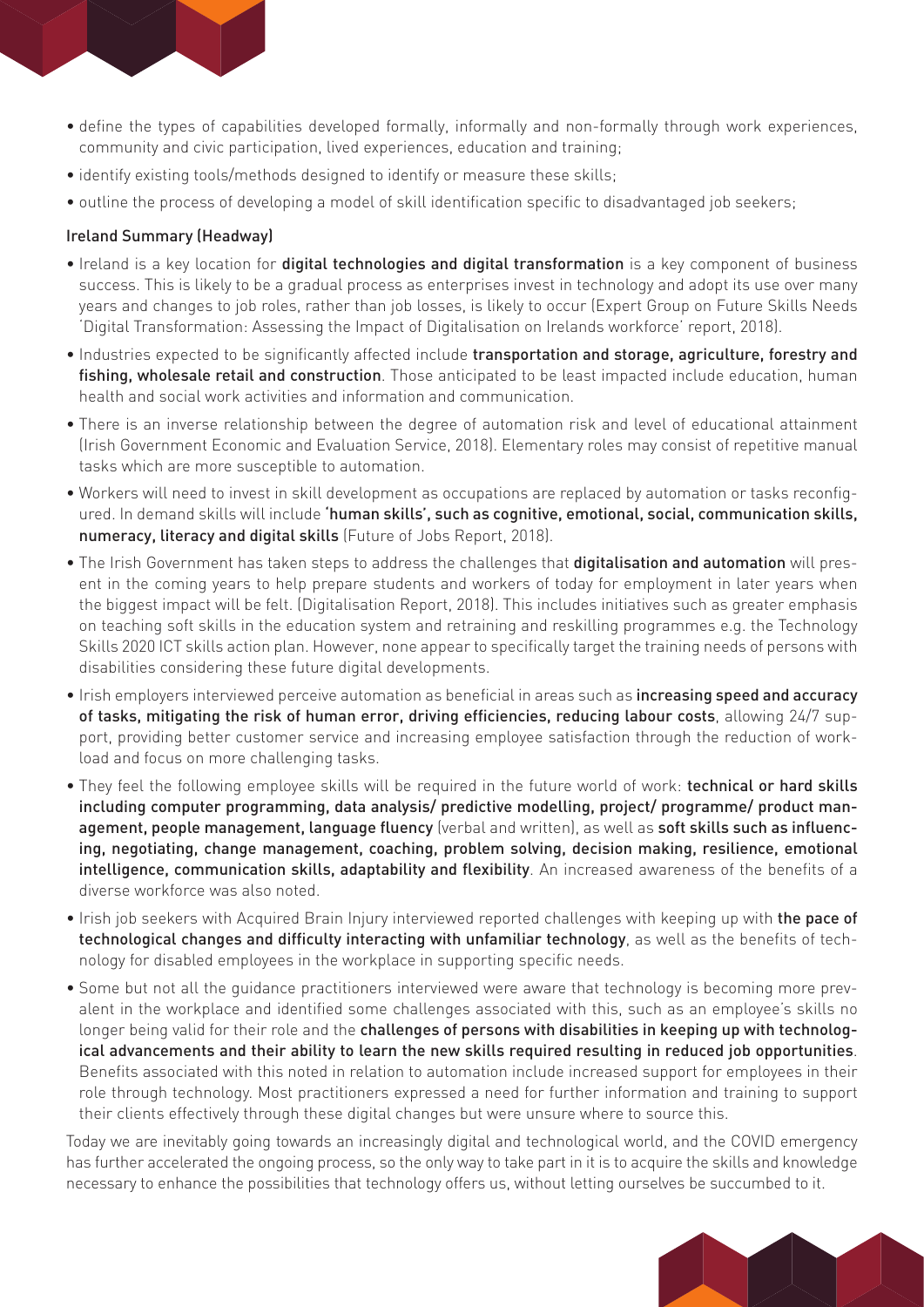- define the types of capabilities developed formally, informally and non-formally through work experiences, community and civic participation, lived experiences, education and training;
- identify existing tools/methods designed to identify or measure these skills;
- outline the process of developing a model of skill identification specific to disadvantaged job seekers;

### Ireland Summary (Headway)

- Ireland is a key location for **digital technologies and digital transformation** is a key component of business success. This is likely to be a gradual process as enterprises invest in technology and adopt its use over many years and changes to job roles, rather than job losses, is likely to occur (Expert Group on Future Skills Needs 'Digital Transformation: Assessing the Impact of Digitalisation on Irelands workforce' report, 2018).
- Industries expected to be significantly affected include **transportation and storage, agriculture, forestry and fishing, wholesale retail and construction**. Those anticipated to be least impacted include education, human health and social work activities and information and communication.
- There is an inverse relationship between the degree of automation risk and level of educational attainment (Irish Government Economic and Evaluation Service, 2018). Elementary roles may consist of repetitive manual tasks which are more susceptible to automation.
- Workers will need to invest in skill development as occupations are replaced by automation or tasks reconfigured. In demand skills will include **'human skills', such as cognitive, emotional, social, communication skills, numeracy, literacy and digital skills** (Future of Jobs Report, 2018).
- The Irish Government has taken steps to address the challenges that **digitalisation and automation** will present in the coming years to help prepare students and workers of today for employment in later years when the biggest impact will be felt. (Digitalisation Report, 2018). This includes initiatives such as greater emphasis on teaching soft skills in the education system and retraining and reskilling programmes e.g. the Technology Skills 2020 ICT skills action plan. However, none appear to specifically target the training needs of persons with disabilities considering these future digital developments.
- Irish employers interviewed perceive automation as beneficial in areas such as **increasing speed and accuracy of tasks, mitigating the risk of human error, driving efficiencies, reducing labour costs**, allowing 24/7 support, providing better customer service and increasing employee satisfaction through the reduction of workload and focus on more challenging tasks.
- They feel the following employee skills will be required in the future world of work: **technical or hard skills including computer programming, data analysis/ predictive modelling, project/ programme/ product management, people management, language fluency** (verbal and written), as well as **soft skills such as influencing, negotiating, change management, coaching, problem solving, decision making, resilience, emotional intelligence, communication skills, adaptability and flexibility**. An increased awareness of the benefits of a diverse workforce was also noted.
- Irish job seekers with Acquired Brain Injury interviewed reported challenges with keeping up with **the pace of technological changes and difficulty interacting with unfamiliar technology**, as well as the benefits of technology for disabled employees in the workplace in supporting specific needs.
- Some but not all the guidance practitioners interviewed were aware that technology is becoming more prevalent in the workplace and identified some challenges associated with this, such as an employee's skills no longer being valid for their role and the **challenges of persons with disabilities in keeping up with technological advancements and their ability to learn the new skills required resulting in reduced job opportunities**. Benefits associated with this noted in relation to automation include increased support for employees in their role through technology. Most practitioners expressed a need for further information and training to support their clients effectively through these digital changes but were unsure where to source this.

Today we are inevitably going towards an increasingly digital and technological world, and the COVID emergency has further accelerated the ongoing process, so the only way to take part in it is to acquire the skills and knowledge necessary to enhance the possibilities that technology offers us, without letting ourselves be succumbed to it.